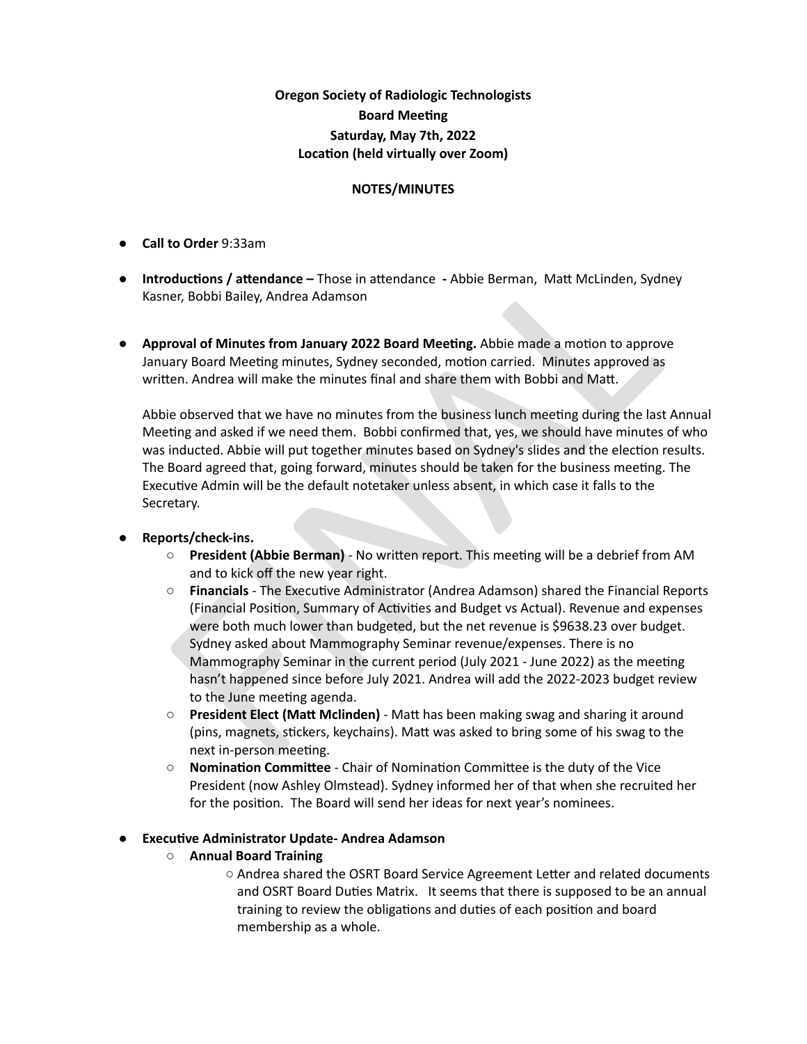**Oregon Society of Radiologic Technologists**
**Board Meeting**
**Saturday, May 7th, 2022**
**Location (held virtually over Zoom)**

**NOTES/MINUTES**

- **Call to Order** 9:33am
- **Introductions / attendance –** Those in attendance - Abbie Berman, Matt McLinden, Sydney Kasner, Bobbi Bailey, Andrea Adamson
- **Approval of Minutes from January 2022 Board Meeting.** Abbie made a motion to approve January Board Meeting minutes, Sydney seconded, motion carried. Minutes approved as written. Andrea will make the minutes final and share them with Bobbi and Matt.

  Abbie observed that we have no minutes from the business lunch meeting during the last Annual Meeting and asked if we need them. Bobbi confirmed that, yes, we should have minutes of who was inducted. Abbie will put together minutes based on Sydney's slides and the election results. The Board agreed that, going forward, minutes should be taken for the business meeting. The Executive Admin will be the default notetaker unless absent, in which case it falls to the Secretary.

- **Reports/check-ins.**
  - **President (Abbie Berman)** - No written report. This meeting will be a debrief from AM and to kick off the new year right.
  - **Financials** - The Executive Administrator (Andrea Adamson) shared the Financial Reports (Financial Position, Summary of Activities and Budget vs Actual). Revenue and expenses were both much lower than budgeted, but the net revenue is $9638.23 over budget. Sydney asked about Mammography Seminar revenue/expenses. There is no Mammography Seminar in the current period (July 2021 - June 2022) as the meeting hasn't happened since before July 2021. Andrea will add the 2022-2023 budget review to the June meeting agenda.
  - **President Elect (Matt Mclinden)** - Matt has been making swag and sharing it around (pins, magnets, stickers, keychains). Matt was asked to bring some of his swag to the next in-person meeting.
  - **Nomination Committee** - Chair of Nomination Committee is the duty of the Vice President (now Ashley Olmstead). Sydney informed her of that when she recruited her for the position. The Board will send her ideas for next year's nominees.

- **Executive Administrator Update- Andrea Adamson**
  - **Annual Board Training**
    - Andrea shared the OSRT Board Service Agreement Letter and related documents and OSRT Board Duties Matrix. It seems that there is supposed to be an annual training to review the obligations and duties of each position and board membership as a whole.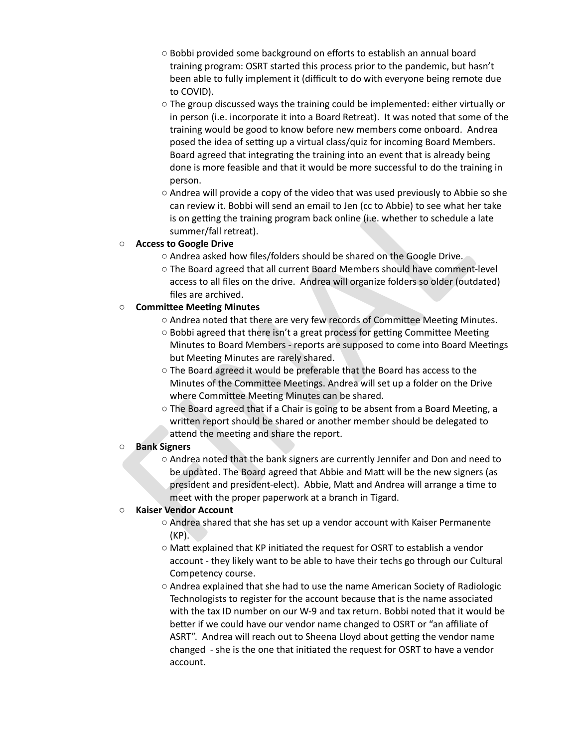- Bobbi provided some background on efforts to establish an annual board training program: OSRT started this process prior to the pandemic, but hasn't been able to fully implement it (difficult to do with everyone being remote due to COVID).
    - The group discussed ways the training could be implemented: either virtually or in person (i.e. incorporate it into a Board Retreat). It was noted that some of the training would be good to know before new members come onboard. Andrea posed the idea of setting up a virtual class/quiz for incoming Board Members. Board agreed that integrating the training into an event that is already being done is more feasible and that it would be more successful to do the training in person.
    - Andrea will provide a copy of the video that was used previously to Abbie so she can review it. Bobbi will send an email to Jen (cc to Abbie) to see what her take is on getting the training program back online (i.e. whether to schedule a late summer/fall retreat).
- **Access to Google Drive**
    - Andrea asked how files/folders should be shared on the Google Drive.
    - The Board agreed that all current Board Members should have comment-level access to all files on the drive. Andrea will organize folders so older (outdated) files are archived.
- **Committee Meeting Minutes**
    - Andrea noted that there are very few records of Committee Meeting Minutes.
    - Bobbi agreed that there isn't a great process for getting Committee Meeting Minutes to Board Members - reports are supposed to come into Board Meetings but Meeting Minutes are rarely shared.
    - The Board agreed it would be preferable that the Board has access to the Minutes of the Committee Meetings. Andrea will set up a folder on the Drive where Committee Meeting Minutes can be shared.
    - The Board agreed that if a Chair is going to be absent from a Board Meeting, a written report should be shared or another member should be delegated to attend the meeting and share the report.
- **Bank Signers**
    - Andrea noted that the bank signers are currently Jennifer and Don and need to be updated. The Board agreed that Abbie and Matt will be the new signers (as president and president-elect). Abbie, Matt and Andrea will arrange a time to meet with the proper paperwork at a branch in Tigard.
- **Kaiser Vendor Account**
    - Andrea shared that she has set up a vendor account with Kaiser Permanente (KP).
    - Matt explained that KP initiated the request for OSRT to establish a vendor account - they likely want to be able to have their techs go through our Cultural Competency course.
    - Andrea explained that she had to use the name American Society of Radiologic Technologists to register for the account because that is the name associated with the tax ID number on our W-9 and tax return. Bobbi noted that it would be better if we could have our vendor name changed to OSRT or "an affiliate of ASRT". Andrea will reach out to Sheena Lloyd about getting the vendor name changed - she is the one that initiated the request for OSRT to have a vendor account.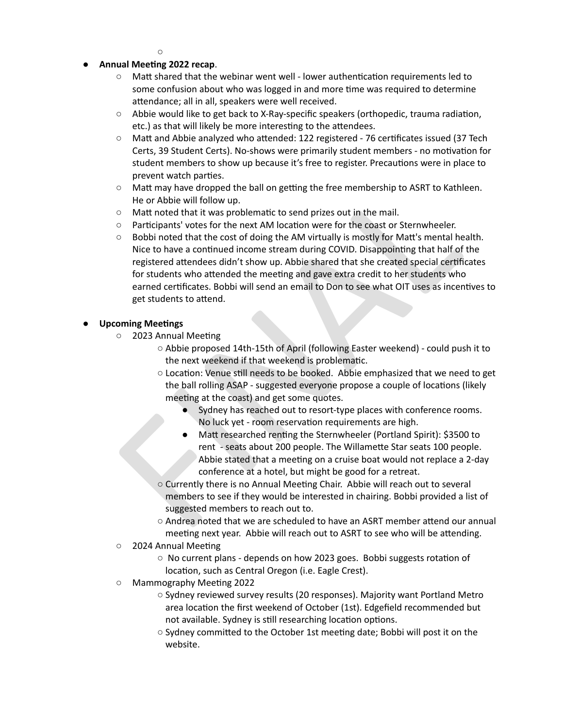- **Annual Meeting 2022 recap**.
    - Matt shared that the webinar went well - lower authentication requirements led to some confusion about who was logged in and more time was required to determine attendance; all in all, speakers were well received.
    - Abbie would like to get back to X-Ray-specific speakers (orthopedic, trauma radiation, etc.) as that will likely be more interesting to the attendees.
    - Matt and Abbie analyzed who attended: 122 registered - 76 certificates issued (37 Tech Certs, 39 Student Certs). No-shows were primarily student members - no motivation for student members to show up because it's free to register. Precautions were in place to prevent watch parties.
    - Matt may have dropped the ball on getting the free membership to ASRT to Kathleen. He or Abbie will follow up.
    - Matt noted that it was problematic to send prizes out in the mail.
    - Participants' votes for the next AM location were for the coast or Sternwheeler.
    - Bobbi noted that the cost of doing the AM virtually is mostly for Matt's mental health. Nice to have a continued income stream during COVID. Disappointing that half of the registered attendees didn't show up. Abbie shared that she created special certificates for students who attended the meeting and gave extra credit to her students who earned certificates. Bobbi will send an email to Don to see what OIT uses as incentives to get students to attend.

- **Upcoming Meetings**
    - 2023 Annual Meeting
        - Abbie proposed 14th-15th of April (following Easter weekend) - could push it to the next weekend if that weekend is problematic.
        - Location: Venue still needs to be booked. Abbie emphasized that we need to get the ball rolling ASAP - suggested everyone propose a couple of locations (likely meeting at the coast) and get some quotes.
            - Sydney has reached out to resort-type places with conference rooms. No luck yet - room reservation requirements are high.
            - Matt researched renting the Sternwheeler (Portland Spirit): $3500 to rent - seats about 200 people. The Willamette Star seats 100 people. Abbie stated that a meeting on a cruise boat would not replace a 2-day conference at a hotel, but might be good for a retreat.
        - Currently there is no Annual Meeting Chair. Abbie will reach out to several members to see if they would be interested in chairing. Bobbi provided a list of suggested members to reach out to.
        - Andrea noted that we are scheduled to have an ASRT member attend our annual meeting next year. Abbie will reach out to ASRT to see who will be attending.
    - 2024 Annual Meeting
        - No current plans - depends on how 2023 goes. Bobbi suggests rotation of location, such as Central Oregon (i.e. Eagle Crest).
    - Mammography Meeting 2022
        - Sydney reviewed survey results (20 responses). Majority want Portland Metro area location the first weekend of October (1st). Edgefield recommended but not available. Sydney is still researching location options.
        - Sydney committed to the October 1st meeting date; Bobbi will post it on the website.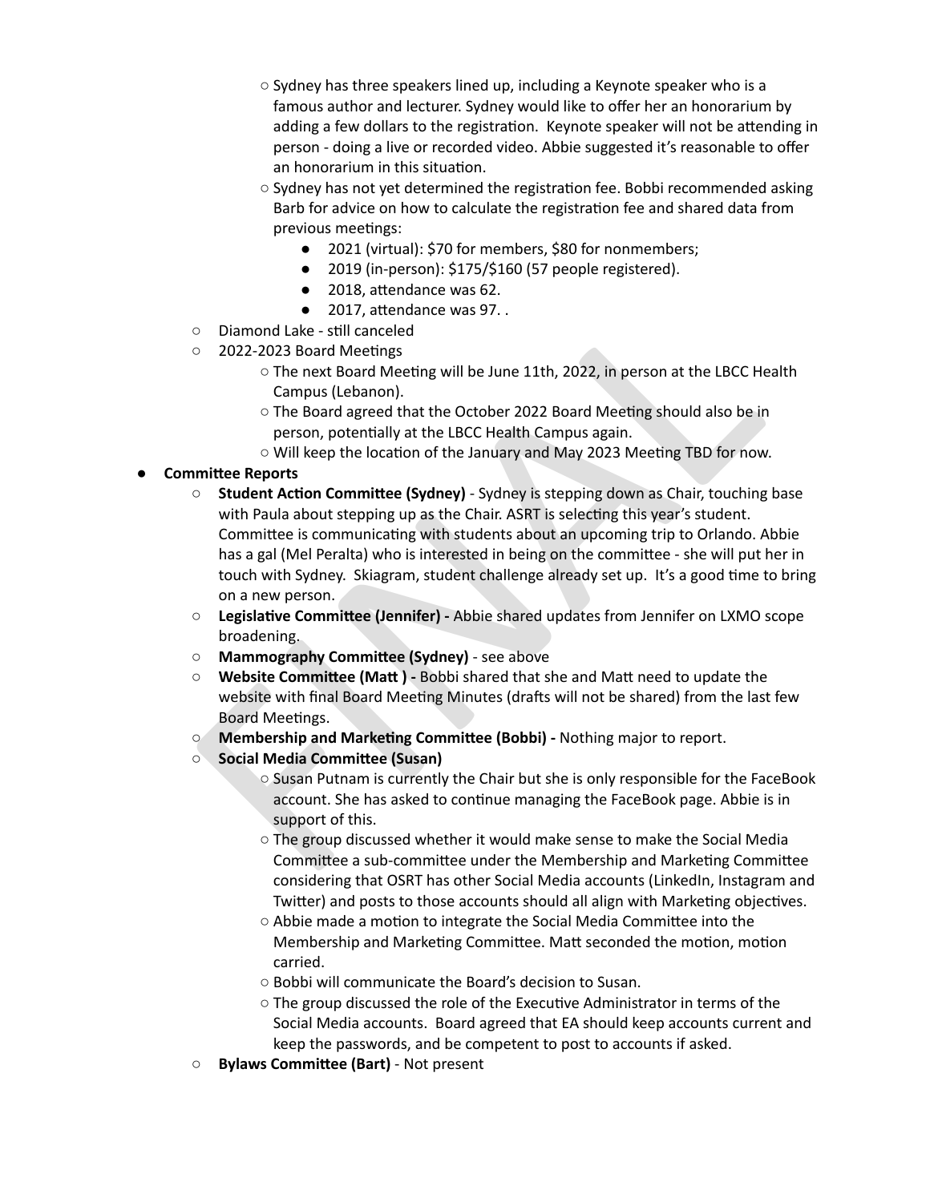- Sydney has three speakers lined up, including a Keynote speaker who is a famous author and lecturer. Sydney would like to offer her an honorarium by adding a few dollars to the registration. Keynote speaker will not be attending in person - doing a live or recorded video. Abbie suggested it's reasonable to offer an honorarium in this situation.
        - Sydney has not yet determined the registration fee. Bobbi recommended asking Barb for advice on how to calculate the registration fee and shared data from previous meetings:
            - 2021 (virtual): $70 for members, $80 for nonmembers;
            - 2019 (in-person): $175/$160 (57 people registered).
            - 2018, attendance was 62.
            - 2017, attendance was 97. .
    - Diamond Lake - still canceled
    - 2022-2023 Board Meetings
        - The next Board Meeting will be June 11th, 2022, in person at the LBCC Health Campus (Lebanon).
        - The Board agreed that the October 2022 Board Meeting should also be in person, potentially at the LBCC Health Campus again.
        - Will keep the location of the January and May 2023 Meeting TBD for now.
- **Committee Reports**
    - **Student Action Committee (Sydney)** - Sydney is stepping down as Chair, touching base with Paula about stepping up as the Chair. ASRT is selecting this year's student. Committee is communicating with students about an upcoming trip to Orlando. Abbie has a gal (Mel Peralta) who is interested in being on the committee - she will put her in touch with Sydney. Skiagram, student challenge already set up. It's a good time to bring on a new person.
    - **Legislative Committee (Jennifer) -** Abbie shared updates from Jennifer on LXMO scope broadening.
    - **Mammography Committee (Sydney)** - see above
    - **Website Committee (Matt ) -** Bobbi shared that she and Matt need to update the website with final Board Meeting Minutes (drafts will not be shared) from the last few Board Meetings.
    - **Membership and Marketing Committee (Bobbi) -** Nothing major to report.
    - **Social Media Committee (Susan)**
        - Susan Putnam is currently the Chair but she is only responsible for the FaceBook account. She has asked to continue managing the FaceBook page. Abbie is in support of this.
        - The group discussed whether it would make sense to make the Social Media Committee a sub-committee under the Membership and Marketing Committee considering that OSRT has other Social Media accounts (LinkedIn, Instagram and Twitter) and posts to those accounts should all align with Marketing objectives.
        - Abbie made a motion to integrate the Social Media Committee into the Membership and Marketing Committee. Matt seconded the motion, motion carried.
        - Bobbi will communicate the Board's decision to Susan.
        - The group discussed the role of the Executive Administrator in terms of the Social Media accounts. Board agreed that EA should keep accounts current and keep the passwords, and be competent to post to accounts if asked.
    - **Bylaws Committee (Bart)** - Not present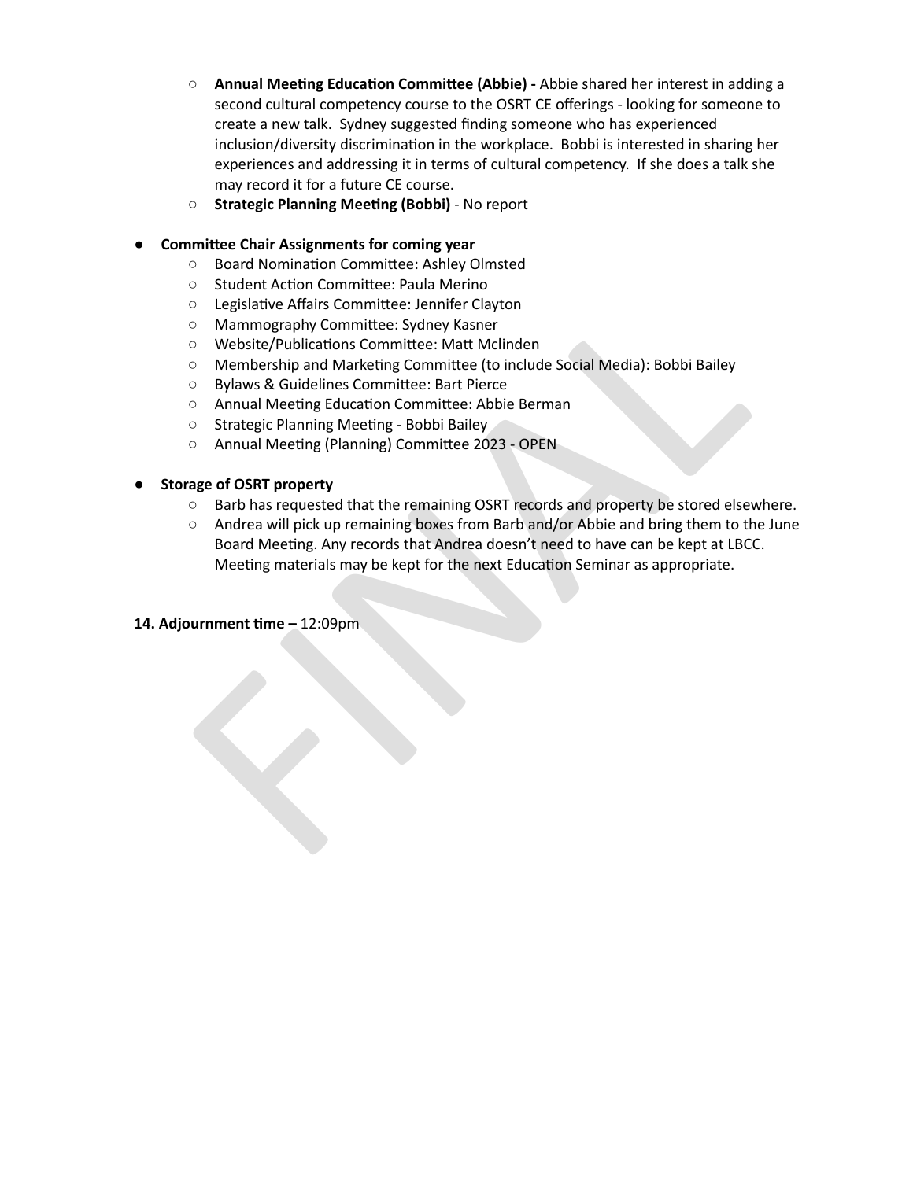- **Annual Meeting Education Committee (Abbie) -** Abbie shared her interest in adding a second cultural competency course to the OSRT CE offerings - looking for someone to create a new talk. Sydney suggested finding someone who has experienced inclusion/diversity discrimination in the workplace. Bobbi is interested in sharing her experiences and addressing it in terms of cultural competency. If she does a talk she may record it for a future CE course.
- **Strategic Planning Meeting (Bobbi)** - No report

- **Committee Chair Assignments for coming year**
  - Board Nomination Committee: Ashley Olmsted
  - Student Action Committee: Paula Merino
  - Legislative Affairs Committee: Jennifer Clayton
  - Mammography Committee: Sydney Kasner
  - Website/Publications Committee: Matt Mclinden
  - Membership and Marketing Committee (to include Social Media): Bobbi Bailey
  - Bylaws & Guidelines Committee: Bart Pierce
  - Annual Meeting Education Committee: Abbie Berman
  - Strategic Planning Meeting - Bobbi Bailey
  - Annual Meeting (Planning) Committee 2023 - OPEN

- **Storage of OSRT property**
  - Barb has requested that the remaining OSRT records and property be stored elsewhere.
  - Andrea will pick up remaining boxes from Barb and/or Abbie and bring them to the June Board Meeting. Any records that Andrea doesn't need to have can be kept at LBCC. Meeting materials may be kept for the next Education Seminar as appropriate.

**14. Adjournment time –** 12:09pm